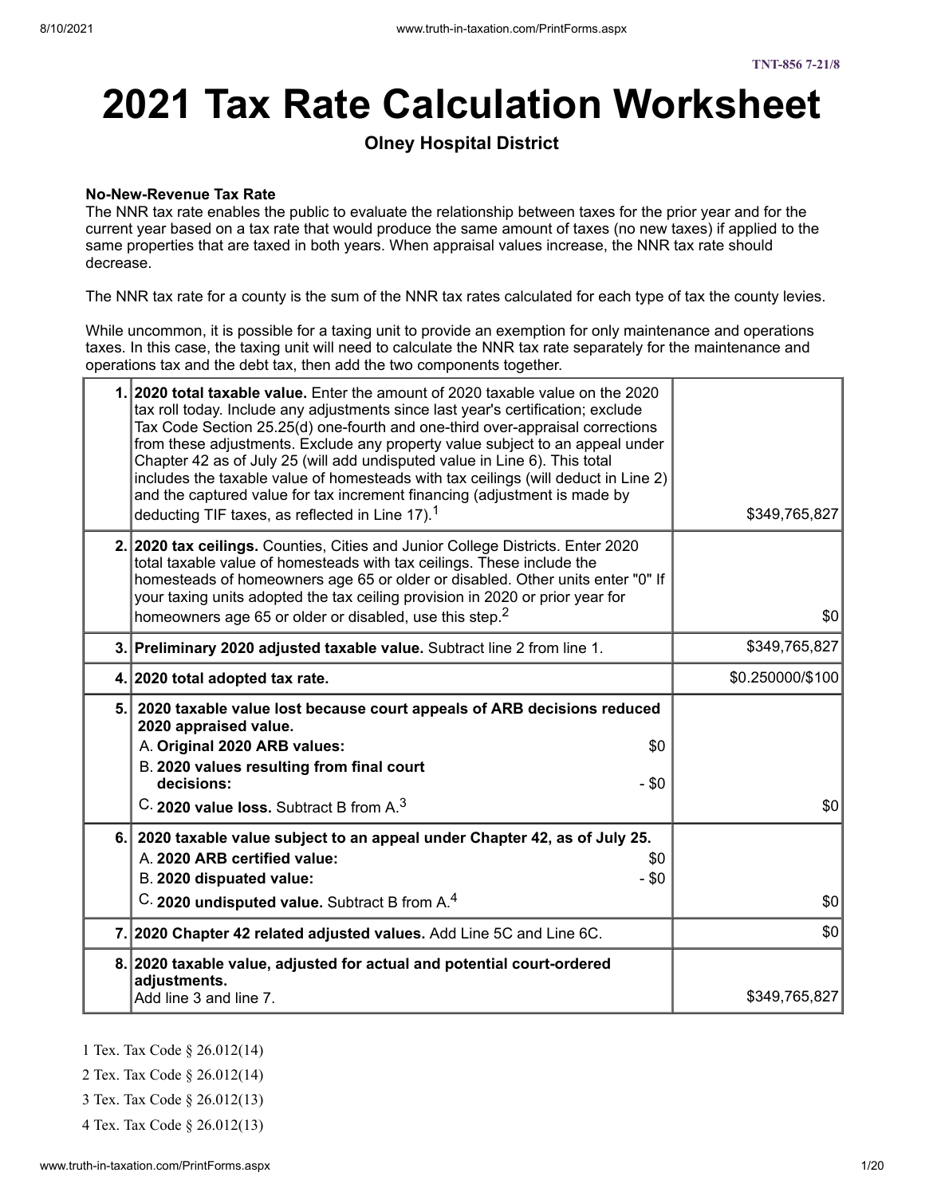TNT-856 7-21/8

# 2021 Tax Rate Calculation Worksheet

## Olney Hospital District

**No-New-Revenue Tax Rate**
The NNR tax rate enables the public to evaluate the relationship between taxes for the prior year and for the current year based on a tax rate that would produce the same amount of taxes (no new taxes) if applied to the same properties that are taxed in both years. When appraisal values increase, the NNR tax rate should decrease.

The NNR tax rate for a county is the sum of the NNR tax rates calculated for each type of tax the county levies.

While uncommon, it is possible for a taxing unit to provide an exemption for only maintenance and operations taxes. In this case, the taxing unit will need to calculate the NNR tax rate separately for the maintenance and operations tax and the debt tax, then add the two components together.

| | | |
|---|---|---|
| 1. | **2020 total taxable value.** Enter the amount of 2020 taxable value on the 2020 tax roll today. Include any adjustments since last year's certification; exclude Tax Code Section 25.25(d) one-fourth and one-third over-appraisal corrections from these adjustments. Exclude any property value subject to an appeal under Chapter 42 as of July 25 (will add undisputed value in Line 6). This total includes the taxable value of homesteads with tax ceilings (will deduct in Line 2) and the captured value for tax increment financing (adjustment is made by deducting TIF taxes, as reflected in Line 17).[1] | $349,765,827 |
| 2. | **2020 tax ceilings.** Counties, Cities and Junior College Districts. Enter 2020 total taxable value of homesteads with tax ceilings. These include the homesteads of homeowners age 65 or older or disabled. Other units enter "0" If your taxing units adopted the tax ceiling provision in 2020 or prior year for homeowners age 65 or older or disabled, use this step.[2] | $0 |
| 3. | **Preliminary 2020 adjusted taxable value.** Subtract line 2 from line 1. | $349,765,827 |
| 4. | **2020 total adopted tax rate.** | $0.250000/$100 |
| 5. | **2020 taxable value lost because court appeals of ARB decisions reduced 2020 appraised value.**<br>A. **Original 2020 ARB values:** $0<br>B. **2020 values resulting from final court decisions:** - $0<br>C. **2020 value loss.** Subtract B from A.[3] | $0 |
| 6. | **2020 taxable value subject to an appeal under Chapter 42, as of July 25.**<br>A. **2020 ARB certified value:** $0<br>B. **2020 disputed value:** - $0<br>C. **2020 undisputed value.** Subtract B from A.[4] | $0 |
| 7. | **2020 Chapter 42 related adjusted values.** Add Line 5C and Line 6C. | $0 |
| 8. | **2020 taxable value, adjusted for actual and potential court-ordered adjustments.**<br>Add line 3 and line 7. | $349,765,827 |

1 Tex. Tax Code § 26.012(14)

2 Tex. Tax Code § 26.012(14)

3 Tex. Tax Code § 26.012(13)

4 Tex. Tax Code § 26.012(13)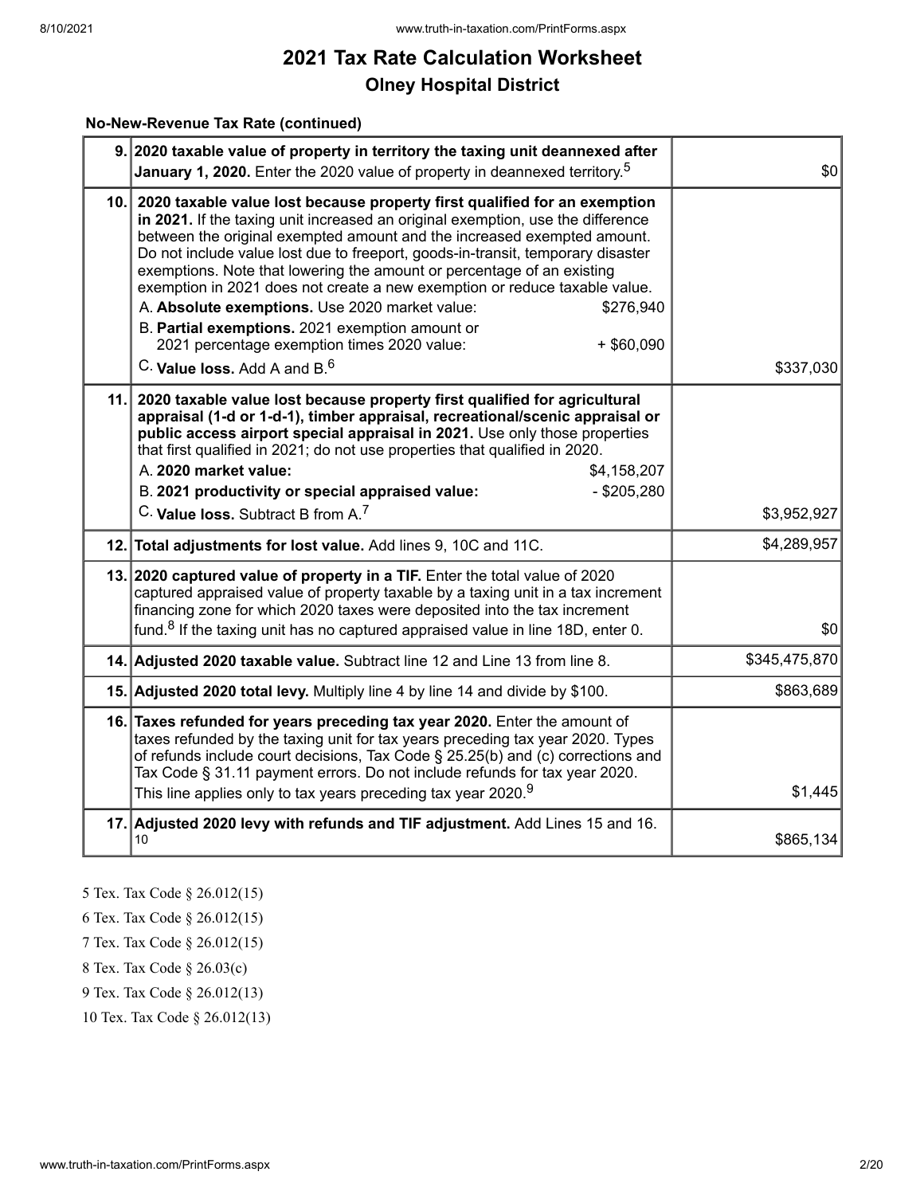# 2021 Tax Rate Calculation Worksheet

## Olney Hospital District

### No-New-Revenue Tax Rate (continued)

| | Description | Amount |
|---|---|---|
| 9. | **2020 taxable value of property in territory the taxing unit deannexed after January 1, 2020.** Enter the 2020 value of property in deannexed territory.[5] | $0 |
| 10. | **2020 taxable value lost because property first qualified for an exemption in 2021.** If the taxing unit increased an original exemption, use the difference between the original exempted amount and the increased exempted amount. Do not include value lost due to freeport, goods-in-transit, temporary disaster exemptions. Note that lowering the amount or percentage of an existing exemption in 2021 does not create a new exemption or reduce taxable value.<br>A. **Absolute exemptions.** Use 2020 market value: $276,940<br>B. **Partial exemptions.** 2021 exemption amount or 2021 percentage exemption times 2020 value: + $60,090<br>C. **Value loss.** Add A and B.[6] | $337,030 |
| 11. | **2020 taxable value lost because property first qualified for agricultural appraisal (1-d or 1-d-1), timber appraisal, recreational/scenic appraisal or public access airport special appraisal in 2021.** Use only those properties that first qualified in 2021; do not use properties that qualified in 2020.<br>A. **2020 market value:** $4,158,207<br>B. **2021 productivity or special appraised value:** - $205,280<br>C. **Value loss.** Subtract B from A.[7] | $3,952,927 |
| 12. | **Total adjustments for lost value.** Add lines 9, 10C and 11C. | $4,289,957 |
| 13. | **2020 captured value of property in a TIF.** Enter the total value of 2020 captured appraised value of property taxable by a taxing unit in a tax increment financing zone for which 2020 taxes were deposited into the tax increment fund.[8] If the taxing unit has no captured appraised value in line 18D, enter 0. | $0 |
| 14. | **Adjusted 2020 taxable value.** Subtract line 12 and Line 13 from line 8. | $345,475,870 |
| 15. | **Adjusted 2020 total levy.** Multiply line 4 by line 14 and divide by $100. | $863,689 |
| 16. | **Taxes refunded for years preceding tax year 2020.** Enter the amount of taxes refunded by the taxing unit for tax years preceding tax year 2020. Types of refunds include court decisions, Tax Code § 25.25(b) and (c) corrections and Tax Code § 31.11 payment errors. Do not include refunds for tax year 2020. This line applies only to tax years preceding tax year 2020.[9] | $1,445 |
| 17. | **Adjusted 2020 levy with refunds and TIF adjustment.** Add Lines 15 and 16.[10] | $865,134 |

5 Tex. Tax Code § 26.012(15)

6 Tex. Tax Code § 26.012(15)

7 Tex. Tax Code § 26.012(15)

8 Tex. Tax Code § 26.03(c)

9 Tex. Tax Code § 26.012(13)

10 Tex. Tax Code § 26.012(13)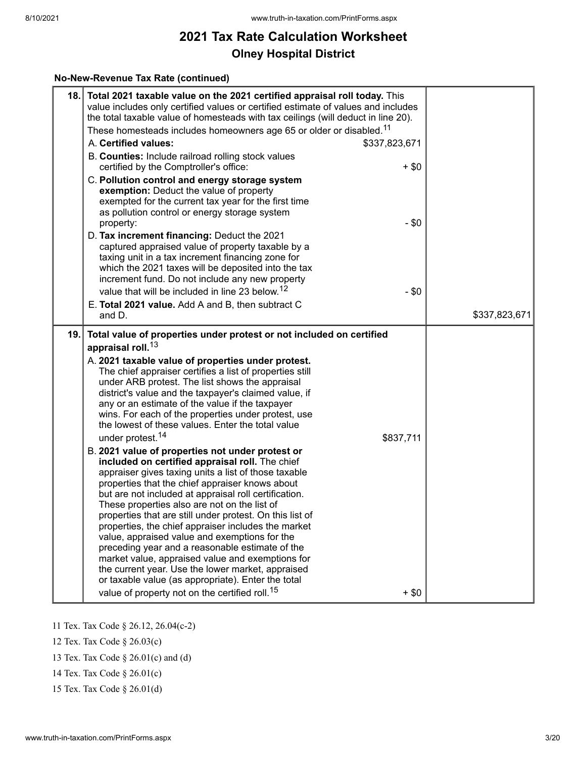# 2021 Tax Rate Calculation Worksheet

## Olney Hospital District

### No-New-Revenue Tax Rate (continued)

| Line | Description | Amount |
| --- | --- | --- |
| 18. | **Total 2021 taxable value on the 2021 certified appraisal roll today.** This value includes only certified values or certified estimate of values and includes the total taxable value of homesteads with tax ceilings (will deduct in line 20). These homesteads includes homeowners age 65 or older or disabled.[11]<br>A. **Certified values:** $337,823,671<br>B. **Counties:** Include railroad rolling stock values certified by the Comptroller's office: + $0<br>C. **Pollution control and energy storage system exemption:** Deduct the value of property exempted for the current tax year for the first time as pollution control or energy storage system property: - $0<br>D. **Tax increment financing:** Deduct the 2021 captured appraised value of property taxable by a taxing unit in a tax increment financing zone for which the 2021 taxes will be deposited into the tax increment fund. Do not include any new property value that will be included in line 23 below.[12] - $0<br>E. **Total 2021 value.** Add A and B, then subtract C and D. | $337,823,671 |
| 19. | **Total value of properties under protest or not included on certified appraisal roll.**[13]<br>A. **2021 taxable value of properties under protest.** The chief appraiser certifies a list of properties still under ARB protest. The list shows the appraisal district's value and the taxpayer's claimed value, if any or an estimate of the value if the taxpayer wins. For each of the properties under protest, use the lowest of these values. Enter the total value under protest.[14] $837,711<br>B. **2021 value of properties not under protest or included on certified appraisal roll.** The chief appraiser gives taxing units a list of those taxable properties that the chief appraiser knows about but are not included at appraisal roll certification. These properties also are not on the list of properties that are still under protest. On this list of properties, the chief appraiser includes the market value, appraised value and exemptions for the preceding year and a reasonable estimate of the market value, appraised value and exemptions for the current year. Use the lower market, appraised or taxable value (as appropriate). Enter the total value of property not on the certified roll.[15] + $0 | |

11 Tex. Tax Code § 26.12, 26.04(c-2)

12 Tex. Tax Code § 26.03(c)

13 Tex. Tax Code § 26.01(c) and (d)

14 Tex. Tax Code § 26.01(c)

15 Tex. Tax Code § 26.01(d)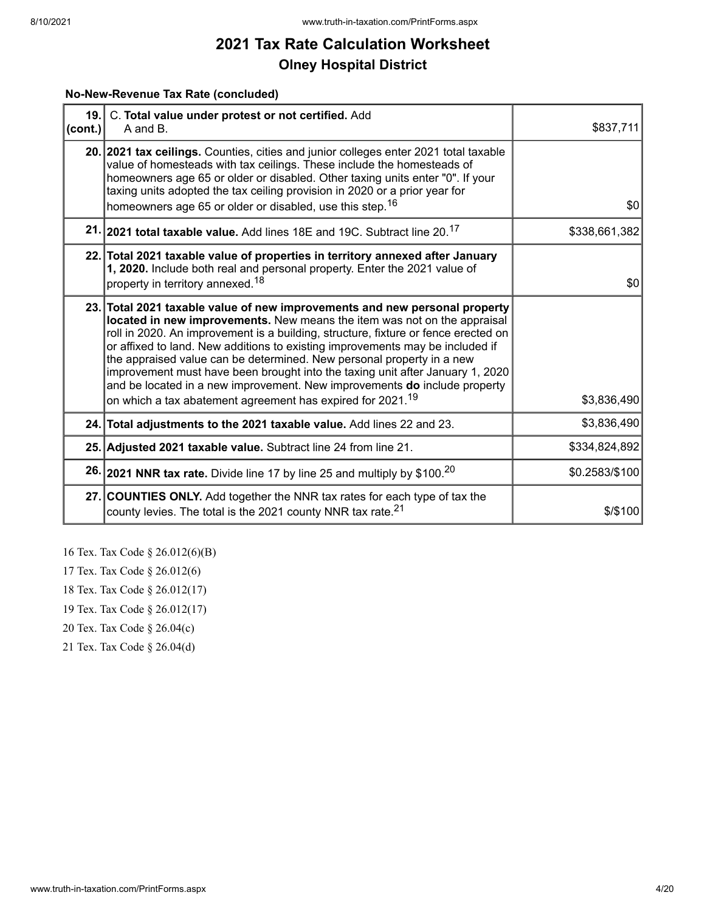# 2021 Tax Rate Calculation Worksheet

## Olney Hospital District

### No-New-Revenue Tax Rate (concluded)

| Line | Description | Amount |
|---|---|---|
| 19. (cont.) | C. **Total value under protest or not certified.** Add A and B. | $837,711 |
| 20. | **2021 tax ceilings.** Counties, cities and junior colleges enter 2021 total taxable value of homesteads with tax ceilings. These include the homesteads of homeowners age 65 or older or disabled. Other taxing units enter "0". If your taxing units adopted the tax ceiling provision in 2020 or a prior year for homeowners age 65 or older or disabled, use this step.[16] | $0 |
| 21. | **2021 total taxable value.** Add lines 18E and 19C. Subtract line 20.[17] | $338,661,382 |
| 22. | **Total 2021 taxable value of properties in territory annexed after January 1, 2020.** Include both real and personal property. Enter the 2021 value of property in territory annexed.[18] | $0 |
| 23. | **Total 2021 taxable value of new improvements and new personal property located in new improvements.** New means the item was not on the appraisal roll in 2020. An improvement is a building, structure, fixture or fence erected on or affixed to land. New additions to existing improvements may be included if the appraised value can be determined. New personal property in a new improvement must have been brought into the taxing unit after January 1, 2020 and be located in a new improvement. New improvements **do** include property on which a tax abatement agreement has expired for 2021.[19] | $3,836,490 |
| 24. | **Total adjustments to the 2021 taxable value.** Add lines 22 and 23. | $3,836,490 |
| 25. | **Adjusted 2021 taxable value.** Subtract line 24 from line 21. | $334,824,892 |
| 26. | **2021 NNR tax rate.** Divide line 17 by line 25 and multiply by $100.[20] | $0.2583/$100 |
| 27. | **COUNTIES ONLY.** Add together the NNR tax rates for each type of tax the county levies. The total is the 2021 county NNR tax rate.[21] | $/$100 |

16 Tex. Tax Code § 26.012(6)(B)

17 Tex. Tax Code § 26.012(6)

18 Tex. Tax Code § 26.012(17)

19 Tex. Tax Code § 26.012(17)

20 Tex. Tax Code § 26.04(c)

21 Tex. Tax Code § 26.04(d)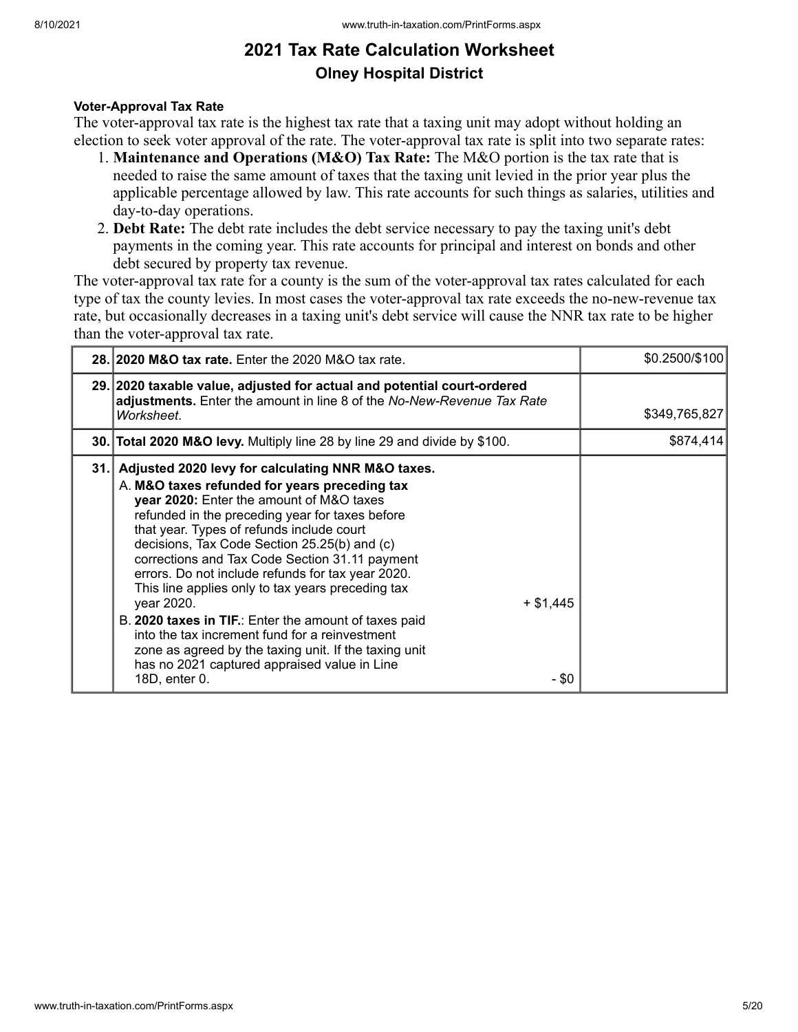# 2021 Tax Rate Calculation Worksheet

## Olney Hospital District

**Voter-Approval Tax Rate**

The voter-approval tax rate is the highest tax rate that a taxing unit may adopt without holding an election to seek voter approval of the rate. The voter-approval tax rate is split into two separate rates:

1. **Maintenance and Operations (M&O) Tax Rate:** The M&O portion is the tax rate that is needed to raise the same amount of taxes that the taxing unit levied in the prior year plus the applicable percentage allowed by law. This rate accounts for such things as salaries, utilities and day-to-day operations.
2. **Debt Rate:** The debt rate includes the debt service necessary to pay the taxing unit's debt payments in the coming year. This rate accounts for principal and interest on bonds and other debt secured by property tax revenue.

The voter-approval tax rate for a county is the sum of the voter-approval tax rates calculated for each type of tax the county levies. In most cases the voter-approval tax rate exceeds the no-new-revenue tax rate, but occasionally decreases in a taxing unit's debt service will cause the NNR tax rate to be higher than the voter-approval tax rate.

| Line | Description | Amount |
|---|---|---|
| 28. | **2020 M&O tax rate.** Enter the 2020 M&O tax rate. | $0.2500/$100 |
| 29. | **2020 taxable value, adjusted for actual and potential court-ordered adjustments.** Enter the amount in line 8 of the *No-New-Revenue Tax Rate Worksheet*. | $349,765,827 |
| 30. | **Total 2020 M&O levy.** Multiply line 28 by line 29 and divide by $100. | $874,414 |
| 31. | **Adjusted 2020 levy for calculating NNR M&O taxes.**<br>A. **M&O taxes refunded for years preceding tax year 2020:** Enter the amount of M&O taxes refunded in the preceding year for taxes before that year. Types of refunds include court decisions, Tax Code Section 25.25(b) and (c) corrections and Tax Code Section 31.11 payment errors. Do not include refunds for tax year 2020. This line applies only to tax years preceding tax year 2020. + $1,445<br>B. **2020 taxes in TIF.**: Enter the amount of taxes paid into the tax increment fund for a reinvestment zone as agreed by the taxing unit. If the taxing unit has no 2021 captured appraised value in Line 18D, enter 0. - $0 | |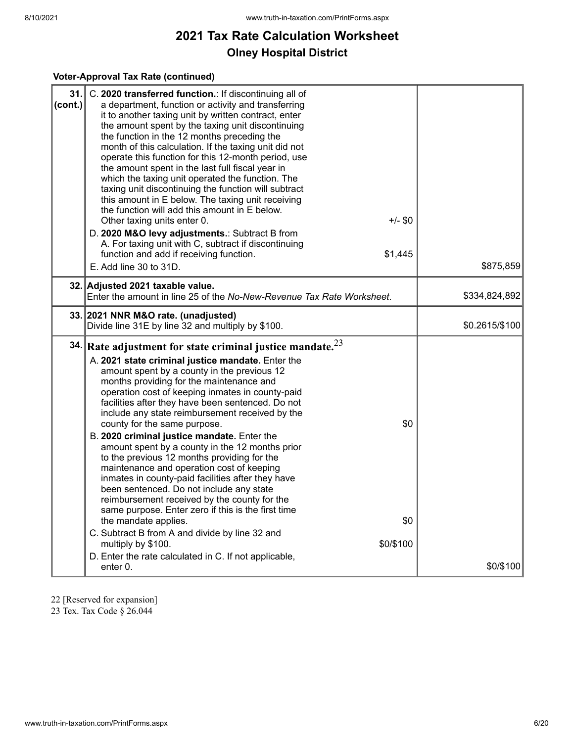# 2021 Tax Rate Calculation Worksheet

## Olney Hospital District

**Voter-Approval Tax Rate (continued)**

| Line | Description | | Amount |
|---|---|---|---|
| 31. (cont.) | C. **2020 transferred function.**: If discontinuing all of a department, function or activity and transferring it to another taxing unit by written contract, enter the amount spent by the taxing unit discontinuing the function in the 12 months preceding the month of this calculation. If the taxing unit did not operate this function for this 12-month period, use the amount spent in the last full fiscal year in which the taxing unit operated the function. The taxing unit discontinuing the function will subtract this amount in E below. The taxing unit receiving the function will add this amount in E below. Other taxing units enter 0. | +/- $0 | |
| | D. **2020 M&O levy adjustments.**: Subtract B from A. For taxing unit with C, subtract if discontinuing function and add if receiving function. | $1,445 | |
| | E. Add line 30 to 31D. | | $875,859 |
| 32. | **Adjusted 2021 taxable value.** Enter the amount in line 25 of the *No-New-Revenue Tax Rate Worksheet*. | | $334,824,892 |
| 33. | **2021 NNR M&O rate. (unadjusted)** Divide line 31E by line 32 and multiply by $100. | | $0.2615/$100 |
| 34. | **Rate adjustment for state criminal justice mandate.**[23] | | |
| | A. **2021 state criminal justice mandate.** Enter the amount spent by a county in the previous 12 months providing for the maintenance and operation cost of keeping inmates in county-paid facilities after they have been sentenced. Do not include any state reimbursement received by the county for the same purpose. | $0 | |
| | B. **2020 criminal justice mandate.** Enter the amount spent by a county in the 12 months prior to the previous 12 months providing for the maintenance and operation cost of keeping inmates in county-paid facilities after they have been sentenced. Do not include any state reimbursement received by the county for the same purpose. Enter zero if this is the first time the mandate applies. | $0 | |
| | C. Subtract B from A and divide by line 32 and multiply by $100. | $0/$100 | |
| | D. Enter the rate calculated in C. If not applicable, enter 0. | | $0/$100 |

22 [Reserved for expansion]

23 Tex. Tax Code § 26.044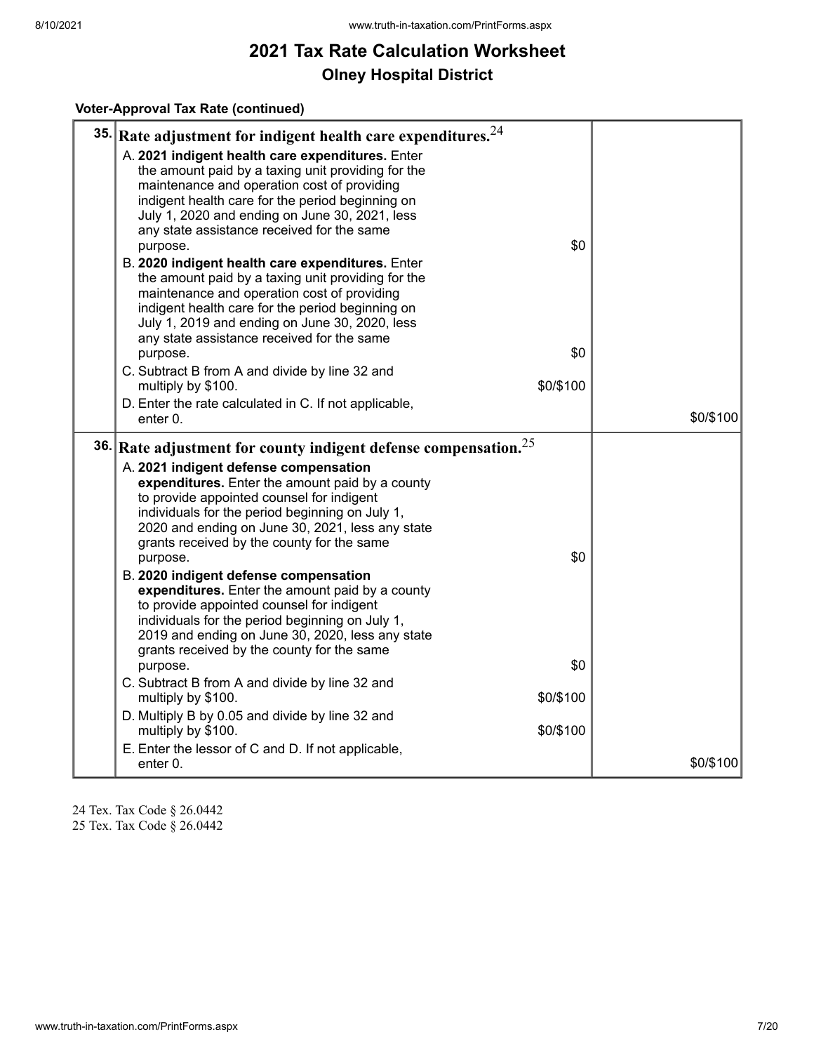# 2021 Tax Rate Calculation Worksheet

## Olney Hospital District

**Voter-Approval Tax Rate (continued)**

| | | |
|---|---|---|
| **35.** | **Rate adjustment for indigent health care expenditures.**[24] | |
| | A. **2021 indigent health care expenditures.** Enter the amount paid by a taxing unit providing for the maintenance and operation cost of providing indigent health care for the period beginning on July 1, 2020 and ending on June 30, 2021, less any state assistance received for the same purpose. $0 | |
| | B. **2020 indigent health care expenditures.** Enter the amount paid by a taxing unit providing for the maintenance and operation cost of providing indigent health care for the period beginning on July 1, 2019 and ending on June 30, 2020, less any state assistance received for the same purpose. $0 | |
| | C. Subtract B from A and divide by line 32 and multiply by $100. $0/$100 | |
| | D. Enter the rate calculated in C. If not applicable, enter 0. | $0/$100 |
| **36.** | **Rate adjustment for county indigent defense compensation.**[25] | |
| | A. **2021 indigent defense compensation expenditures.** Enter the amount paid by a county to provide appointed counsel for indigent individuals for the period beginning on July 1, 2020 and ending on June 30, 2021, less any state grants received by the county for the same purpose. $0 | |
| | B. **2020 indigent defense compensation expenditures.** Enter the amount paid by a county to provide appointed counsel for indigent individuals for the period beginning on July 1, 2019 and ending on June 30, 2020, less any state grants received by the county for the same purpose. $0 | |
| | C. Subtract B from A and divide by line 32 and multiply by $100. $0/$100 | |
| | D. Multiply B by 0.05 and divide by line 32 and multiply by $100. $0/$100 | |
| | E. Enter the lessor of C and D. If not applicable, enter 0. | $0/$100 |

24 Tex. Tax Code § 26.0442

25 Tex. Tax Code § 26.0442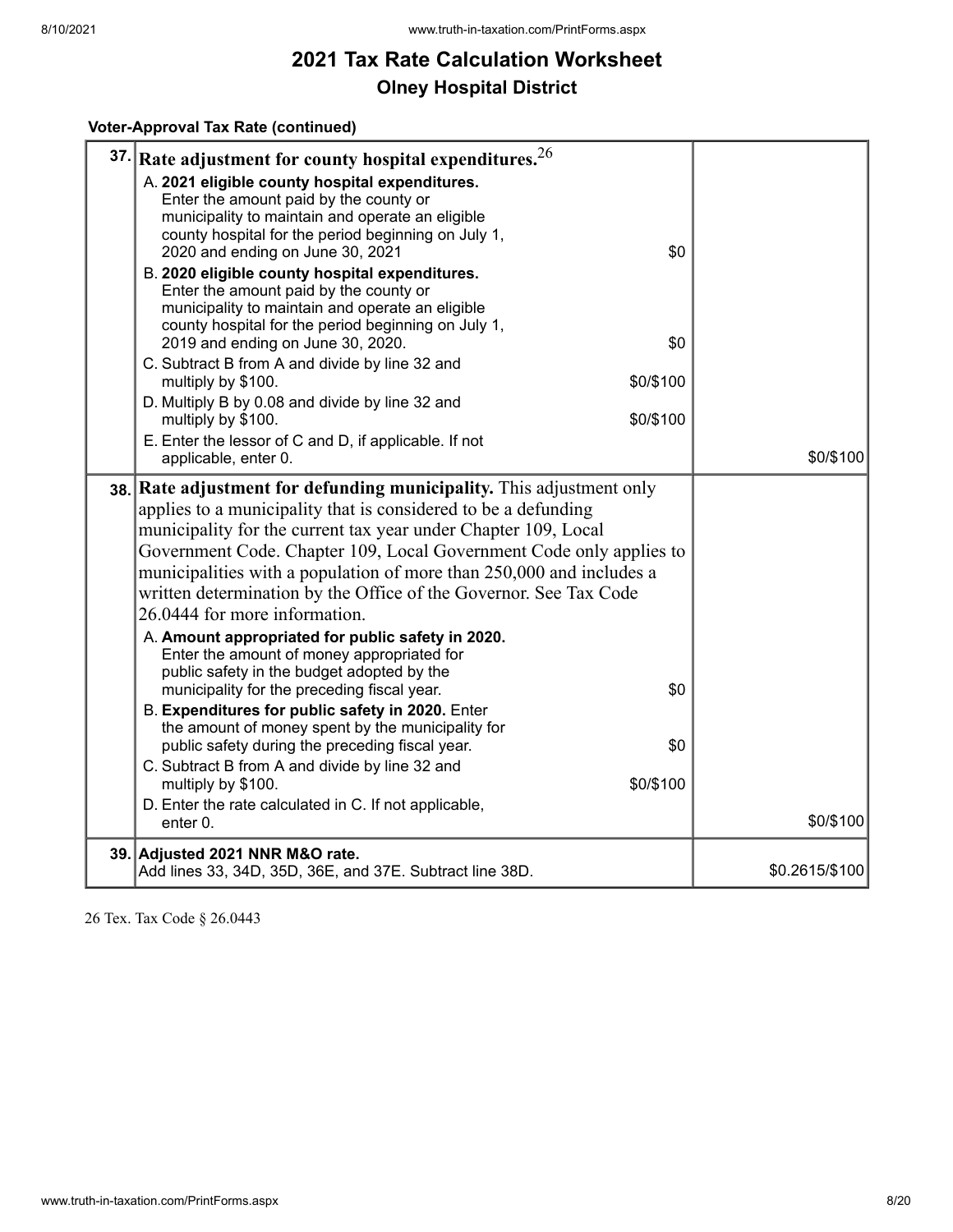# 2021 Tax Rate Calculation Worksheet

## Olney Hospital District

**Voter-Approval Tax Rate (continued)**

| Line | Description | Amount |
|---|---|---|
| 37. | **Rate adjustment for county hospital expenditures.**[26] | |
| | A. **2021 eligible county hospital expenditures.** Enter the amount paid by the county or municipality to maintain and operate an eligible county hospital for the period beginning on July 1, 2020 and ending on June 30, 2021 — $0 | |
| | B. **2020 eligible county hospital expenditures.** Enter the amount paid by the county or municipality to maintain and operate an eligible county hospital for the period beginning on July 1, 2019 and ending on June 30, 2020. — $0 | |
| | C. Subtract B from A and divide by line 32 and multiply by $100. — $0/$100 | |
| | D. Multiply B by 0.08 and divide by line 32 and multiply by $100. — $0/$100 | |
| | E. Enter the lessor of C and D, if applicable. If not applicable, enter 0. | $0/$100 |
| 38. | **Rate adjustment for defunding municipality.** This adjustment only applies to a municipality that is considered to be a defunding municipality for the current tax year under Chapter 109, Local Government Code. Chapter 109, Local Government Code only applies to municipalities with a population of more than 250,000 and includes a written determination by the Office of the Governor. See Tax Code 26.0444 for more information. | |
| | A. **Amount appropriated for public safety in 2020.** Enter the amount of money appropriated for public safety in the budget adopted by the municipality for the preceding fiscal year. — $0 | |
| | B. **Expenditures for public safety in 2020.** Enter the amount of money spent by the municipality for public safety during the preceding fiscal year. — $0 | |
| | C. Subtract B from A and divide by line 32 and multiply by $100. — $0/$100 | |
| | D. Enter the rate calculated in C. If not applicable, enter 0. | $0/$100 |
| 39. | **Adjusted 2021 NNR M&O rate.** Add lines 33, 34D, 35D, 36E, and 37E. Subtract line 38D. | $0.2615/$100 |

26 Tex. Tax Code § 26.0443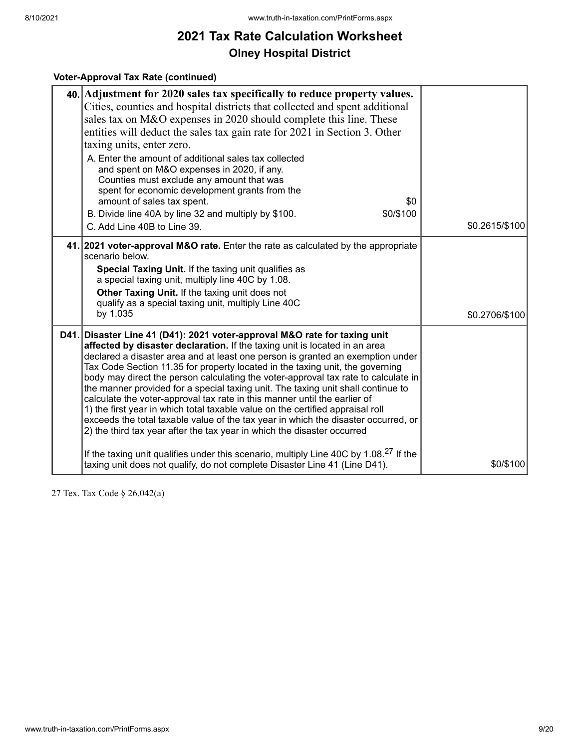# 2021 Tax Rate Calculation Worksheet

## Olney Hospital District

**Voter-Approval Tax Rate (continued)**

| Line | Description | Amount |
|---|---|---|
| 40. | **Adjustment for 2020 sales tax specifically to reduce property values.** Cities, counties and hospital districts that collected and spent additional sales tax on M&O expenses in 2020 should complete this line. These entities will deduct the sales tax gain rate for 2021 in Section 3. Other taxing units, enter zero.<br>A. Enter the amount of additional sales tax collected and spent on M&O expenses in 2020, if any. Counties must exclude any amount that was spent for economic development grants from the amount of sales tax spent. $0<br>B. Divide line 40A by line 32 and multiply by $100. $0/$100<br>C. Add Line 40B to Line 39. | $0.2615/$100 |
| 41. | **2021 voter-approval M&O rate.** Enter the rate as calculated by the appropriate scenario below.<br>**Special Taxing Unit.** If the taxing unit qualifies as a special taxing unit, multiply line 40C by 1.08.<br>**Other Taxing Unit.** If the taxing unit does not qualify as a special taxing unit, multiply Line 40C by 1.035 | $0.2706/$100 |
| D41. | **Disaster Line 41 (D41): 2021 voter-approval M&O rate for taxing unit affected by disaster declaration.** If the taxing unit is located in an area declared a disaster area and at least one person is granted an exemption under Tax Code Section 11.35 for property located in the taxing unit, the governing body may direct the person calculating the voter-approval tax rate to calculate in the manner provided for a special taxing unit. The taxing unit shall continue to calculate the voter-approval tax rate in this manner until the earlier of 1) the first year in which total taxable value on the certified appraisal roll exceeds the total taxable value of the tax year in which the disaster occurred, or 2) the third tax year after the tax year in which the disaster occurred<br><br>If the taxing unit qualifies under this scenario, multiply Line 40C by 1.08.[27] If the taxing unit does not qualify, do not complete Disaster Line 41 (Line D41). | $0/$100 |

27 Tex. Tax Code § 26.042(a)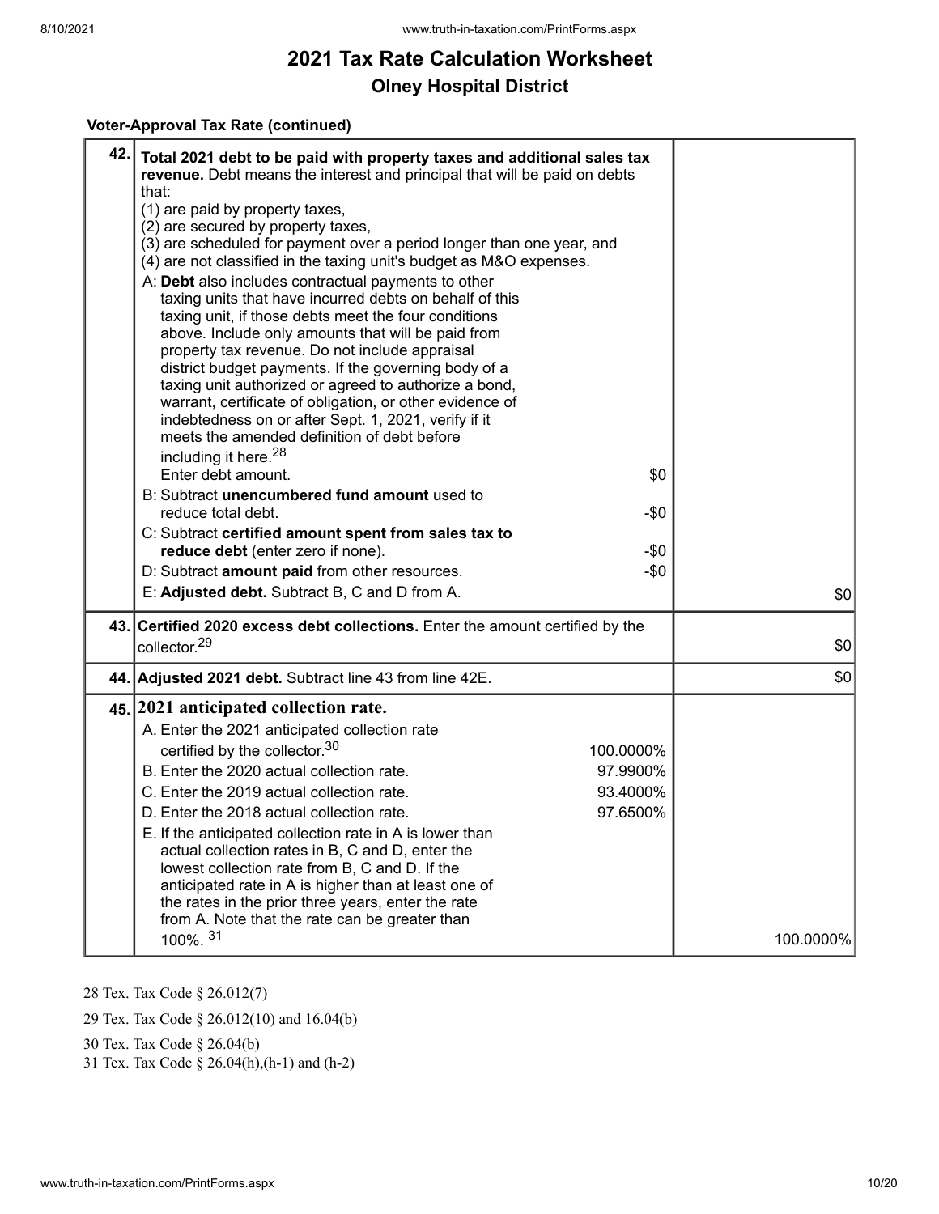# 2021 Tax Rate Calculation Worksheet

## Olney Hospital District

### Voter-Approval Tax Rate (continued)

| Line | Description | Amount |
|---|---|---|
| 42. | **Total 2021 debt to be paid with property taxes and additional sales tax revenue.** Debt means the interest and principal that will be paid on debts that:<br>(1) are paid by property taxes,<br>(2) are secured by property taxes,<br>(3) are scheduled for payment over a period longer than one year, and<br>(4) are not classified in the taxing unit's budget as M&O expenses.<br>A: **Debt** also includes contractual payments to other taxing units that have incurred debts on behalf of this taxing unit, if those debts meet the four conditions above. Include only amounts that will be paid from property tax revenue. Do not include appraisal district budget payments. If the governing body of a taxing unit authorized or agreed to authorize a bond, warrant, certificate of obligation, or other evidence of indebtedness on or after Sept. 1, 2021, verify if it meets the amended definition of debt before including it here.[28]<br>Enter debt amount. $0<br>B: Subtract **unencumbered fund amount** used to reduce total debt. -$0<br>C: Subtract **certified amount spent from sales tax to reduce debt** (enter zero if none). -$0<br>D: Subtract **amount paid** from other resources. -$0<br>E: **Adjusted debt.** Subtract B, C and D from A. | $0 |
| 43. | **Certified 2020 excess debt collections.** Enter the amount certified by the collector.[29] | $0 |
| 44. | **Adjusted 2021 debt.** Subtract line 43 from line 42E. | $0 |
| 45. | **2021 anticipated collection rate.**<br>A. Enter the 2021 anticipated collection rate certified by the collector.[30] 100.0000%<br>B. Enter the 2020 actual collection rate. 97.9900%<br>C. Enter the 2019 actual collection rate. 93.4000%<br>D. Enter the 2018 actual collection rate. 97.6500%<br>E. If the anticipated collection rate in A is lower than actual collection rates in B, C and D, enter the lowest collection rate from B, C and D. If the anticipated rate in A is higher than at least one of the rates in the prior three years, enter the rate from A. Note that the rate can be greater than 100%.[31] | 100.0000% |

28 Tex. Tax Code § 26.012(7)

29 Tex. Tax Code § 26.012(10) and 16.04(b)

30 Tex. Tax Code § 26.04(b)

31 Tex. Tax Code § 26.04(h),(h-1) and (h-2)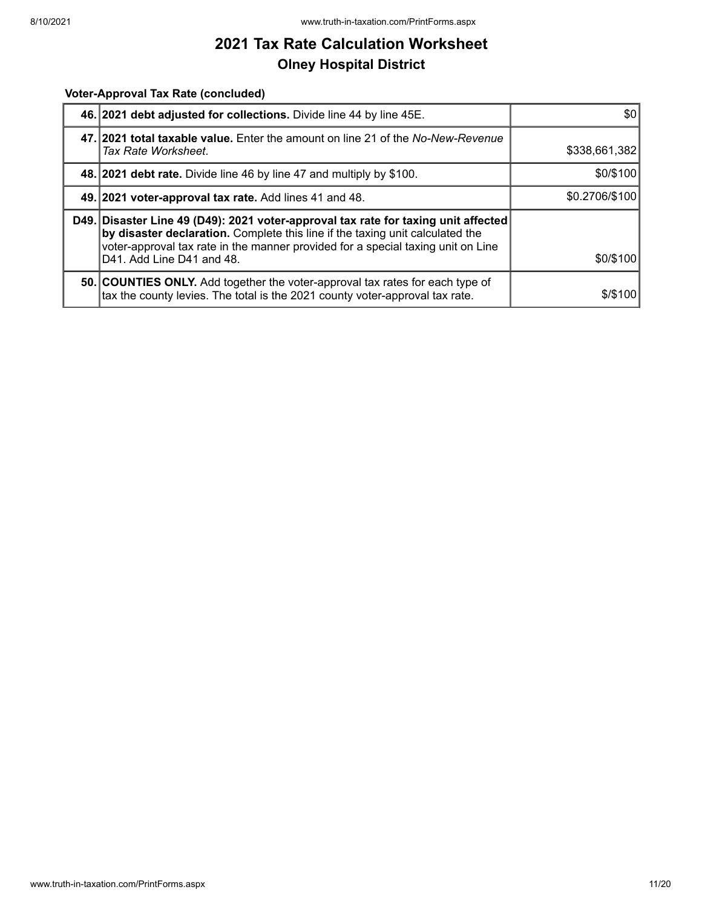# 2021 Tax Rate Calculation Worksheet

## Olney Hospital District

### Voter-Approval Tax Rate (concluded)

| Line | Description | Amount |
|---|---|---|
| 46. | **2021 debt adjusted for collections.** Divide line 44 by line 45E. | $0 |
| 47. | **2021 total taxable value.** Enter the amount on line 21 of the *No-New-Revenue Tax Rate Worksheet*. | $338,661,382 |
| 48. | **2021 debt rate.** Divide line 46 by line 47 and multiply by $100. | $0/$100 |
| 49. | **2021 voter-approval tax rate.** Add lines 41 and 48. | $0.2706/$100 |
| D49. | **Disaster Line 49 (D49): 2021 voter-approval tax rate for taxing unit affected by disaster declaration.** Complete this line if the taxing unit calculated the voter-approval tax rate in the manner provided for a special taxing unit on Line D41. Add Line D41 and 48. | $0/$100 |
| 50. | **COUNTIES ONLY.** Add together the voter-approval tax rates for each type of tax the county levies. The total is the 2021 county voter-approval tax rate. | $/$100 |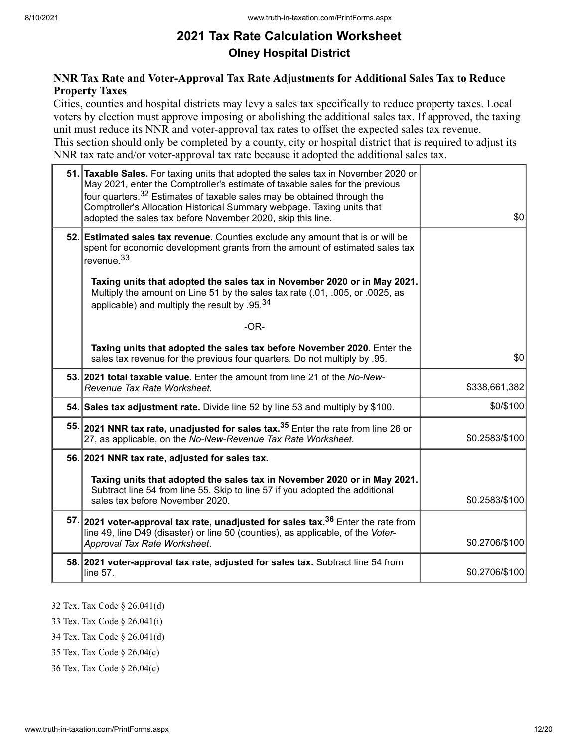# 2021 Tax Rate Calculation Worksheet

## Olney Hospital District

### NNR Tax Rate and Voter-Approval Tax Rate Adjustments for Additional Sales Tax to Reduce Property Taxes

Cities, counties and hospital districts may levy a sales tax specifically to reduce property taxes. Local voters by election must approve imposing or abolishing the additional sales tax. If approved, the taxing unit must reduce its NNR and voter-approval tax rates to offset the expected sales tax revenue.
This section should only be completed by a county, city or hospital district that is required to adjust its NNR tax rate and/or voter-approval tax rate because it adopted the additional sales tax.

| Line | Description | Amount |
|---|---|---|
| 51. | **Taxable Sales.** For taxing units that adopted the sales tax in November 2020 or May 2021, enter the Comptroller's estimate of taxable sales for the previous four quarters.[32] Estimates of taxable sales may be obtained through the Comptroller's Allocation Historical Summary webpage. Taxing units that adopted the sales tax before November 2020, skip this line. | $0 |
| 52. | **Estimated sales tax revenue.** Counties exclude any amount that is or will be spent for economic development grants from the amount of estimated sales tax revenue.[33] <br><br> **Taxing units that adopted the sales tax in November 2020 or in May 2021.** Multiply the amount on Line 51 by the sales tax rate (.01, .005, or .0025, as applicable) and multiply the result by .95.[34] <br><br> -OR- <br><br> **Taxing units that adopted the sales tax before November 2020.** Enter the sales tax revenue for the previous four quarters. Do not multiply by .95. | $0 |
| 53. | **2021 total taxable value.** Enter the amount from line 21 of the *No-New-Revenue Tax Rate Worksheet*. | $338,661,382 |
| 54. | **Sales tax adjustment rate.** Divide line 52 by line 53 and multiply by $100. | $0/$100 |
| 55. | **2021 NNR tax rate, unadjusted for sales tax.**[35] Enter the rate from line 26 or 27, as applicable, on the *No-New-Revenue Tax Rate Worksheet*. | $0.2583/$100 |
| 56. | **2021 NNR tax rate, adjusted for sales tax.** <br><br> **Taxing units that adopted the sales tax in November 2020 or in May 2021.** Subtract line 54 from line 55. Skip to line 57 if you adopted the additional sales tax before November 2020. | $0.2583/$100 |
| 57. | **2021 voter-approval tax rate, unadjusted for sales tax.**[36] Enter the rate from line 49, line D49 (disaster) or line 50 (counties), as applicable, of the *Voter-Approval Tax Rate Worksheet*. | $0.2706/$100 |
| 58. | **2021 voter-approval tax rate, adjusted for sales tax.** Subtract line 54 from line 57. | $0.2706/$100 |

32 Tex. Tax Code § 26.041(d)

33 Tex. Tax Code § 26.041(i)

34 Tex. Tax Code § 26.041(d)

35 Tex. Tax Code § 26.04(c)

36 Tex. Tax Code § 26.04(c)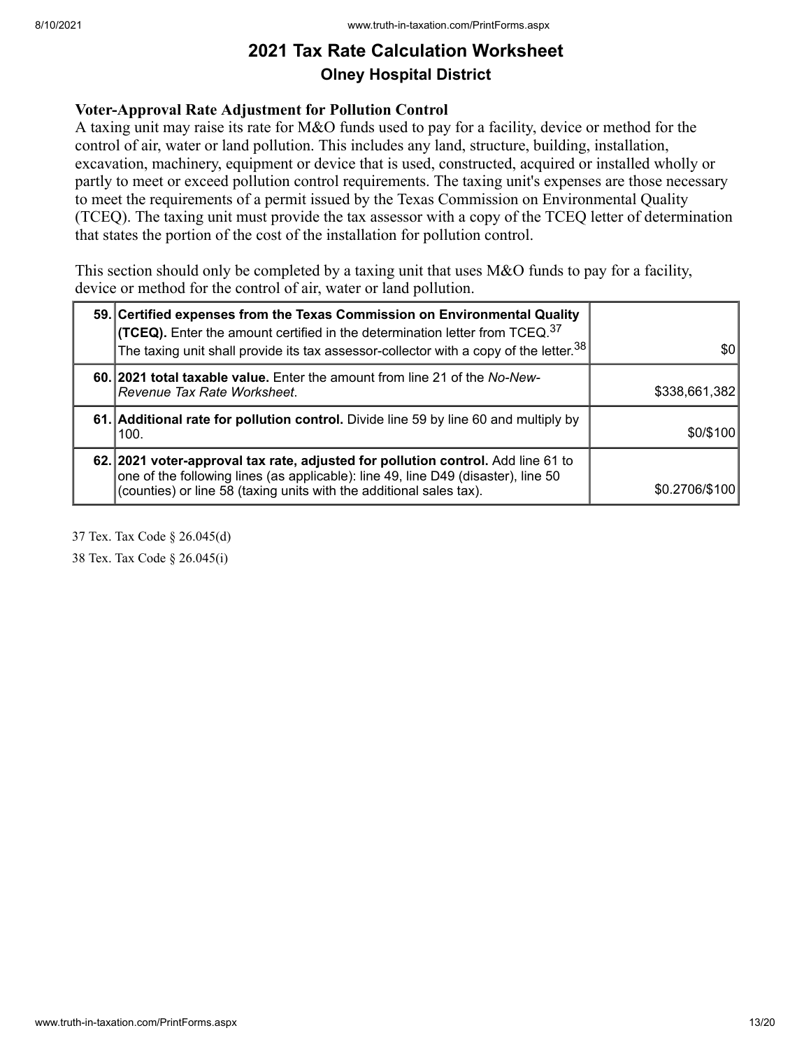# 2021 Tax Rate Calculation Worksheet

## Olney Hospital District

### Voter-Approval Rate Adjustment for Pollution Control

A taxing unit may raise its rate for M&O funds used to pay for a facility, device or method for the control of air, water or land pollution. This includes any land, structure, building, installation, excavation, machinery, equipment or device that is used, constructed, acquired or installed wholly or partly to meet or exceed pollution control requirements. The taxing unit's expenses are those necessary to meet the requirements of a permit issued by the Texas Commission on Environmental Quality (TCEQ). The taxing unit must provide the tax assessor with a copy of the TCEQ letter of determination that states the portion of the cost of the installation for pollution control.

This section should only be completed by a taxing unit that uses M&O funds to pay for a facility, device or method for the control of air, water or land pollution.

| Line | Description | Amount |
|---|---|---|
| 59. | **Certified expenses from the Texas Commission on Environmental Quality (TCEQ).** Enter the amount certified in the determination letter from TCEQ.[37] The taxing unit shall provide its tax assessor-collector with a copy of the letter.[38] | $0 |
| 60. | **2021 total taxable value.** Enter the amount from line 21 of the *No-New-Revenue Tax Rate Worksheet*. | $338,661,382 |
| 61. | **Additional rate for pollution control.** Divide line 59 by line 60 and multiply by 100. | $0/$100 |
| 62. | **2021 voter-approval tax rate, adjusted for pollution control.** Add line 61 to one of the following lines (as applicable): line 49, line D49 (disaster), line 50 (counties) or line 58 (taxing units with the additional sales tax). | $0.2706/$100 |

37 Tex. Tax Code § 26.045(d)

38 Tex. Tax Code § 26.045(i)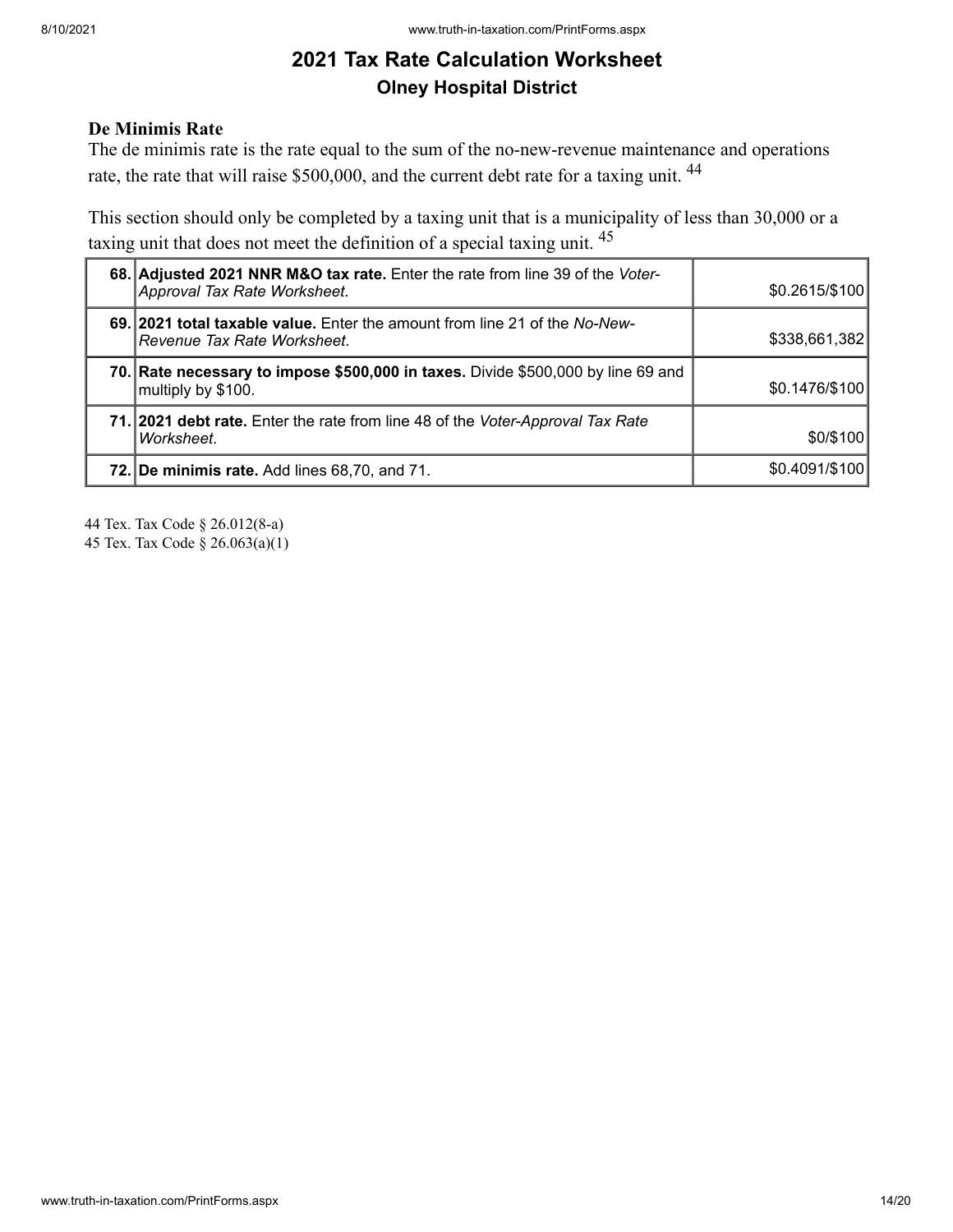# 2021 Tax Rate Calculation Worksheet

## Olney Hospital District

### De Minimis Rate

The de minimis rate is the rate equal to the sum of the no-new-revenue maintenance and operations rate, the rate that will raise $500,000, and the current debt rate for a taxing unit. [44]

This section should only be completed by a taxing unit that is a municipality of less than 30,000 or a taxing unit that does not meet the definition of a special taxing unit. [45]

| | | |
|---|---|---|
| **68.** | **Adjusted 2021 NNR M&O tax rate.** Enter the rate from line 39 of the *Voter-Approval Tax Rate Worksheet*. | $0.2615/$100 |
| **69.** | **2021 total taxable value.** Enter the amount from line 21 of the *No-New-Revenue Tax Rate Worksheet*. | $338,661,382 |
| **70.** | **Rate necessary to impose $500,000 in taxes.** Divide $500,000 by line 69 and multiply by $100. | $0.1476/$100 |
| **71.** | **2021 debt rate.** Enter the rate from line 48 of the *Voter-Approval Tax Rate Worksheet*. | $0/$100 |
| **72.** | **De minimis rate.** Add lines 68,70, and 71. | $0.4091/$100 |

44 Tex. Tax Code § 26.012(8-a)
45 Tex. Tax Code § 26.063(a)(1)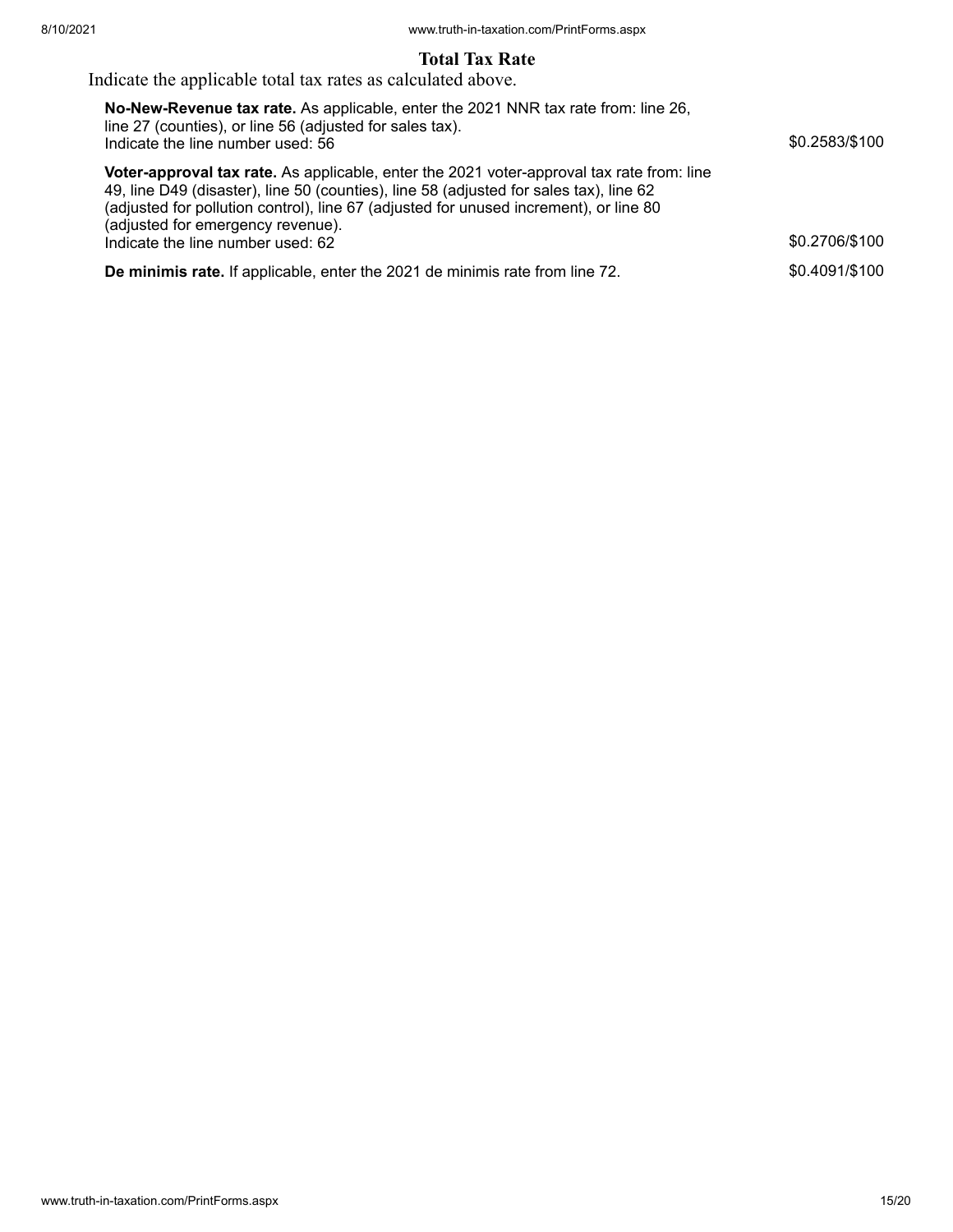## Total Tax Rate

Indicate the applicable total tax rates as calculated above.

| | |
|---|---|
| **No-New-Revenue tax rate.** As applicable, enter the 2021 NNR tax rate from: line 26, line 27 (counties), or line 56 (adjusted for sales tax).<br>Indicate the line number used: 56 | $0.2583/$100 |
| **Voter-approval tax rate.** As applicable, enter the 2021 voter-approval tax rate from: line 49, line D49 (disaster), line 50 (counties), line 58 (adjusted for sales tax), line 62 (adjusted for pollution control), line 67 (adjusted for unused increment), or line 80 (adjusted for emergency revenue).<br>Indicate the line number used: 62 | $0.2706/$100 |
| **De minimis rate.** If applicable, enter the 2021 de minimis rate from line 72. | $0.4091/$100 |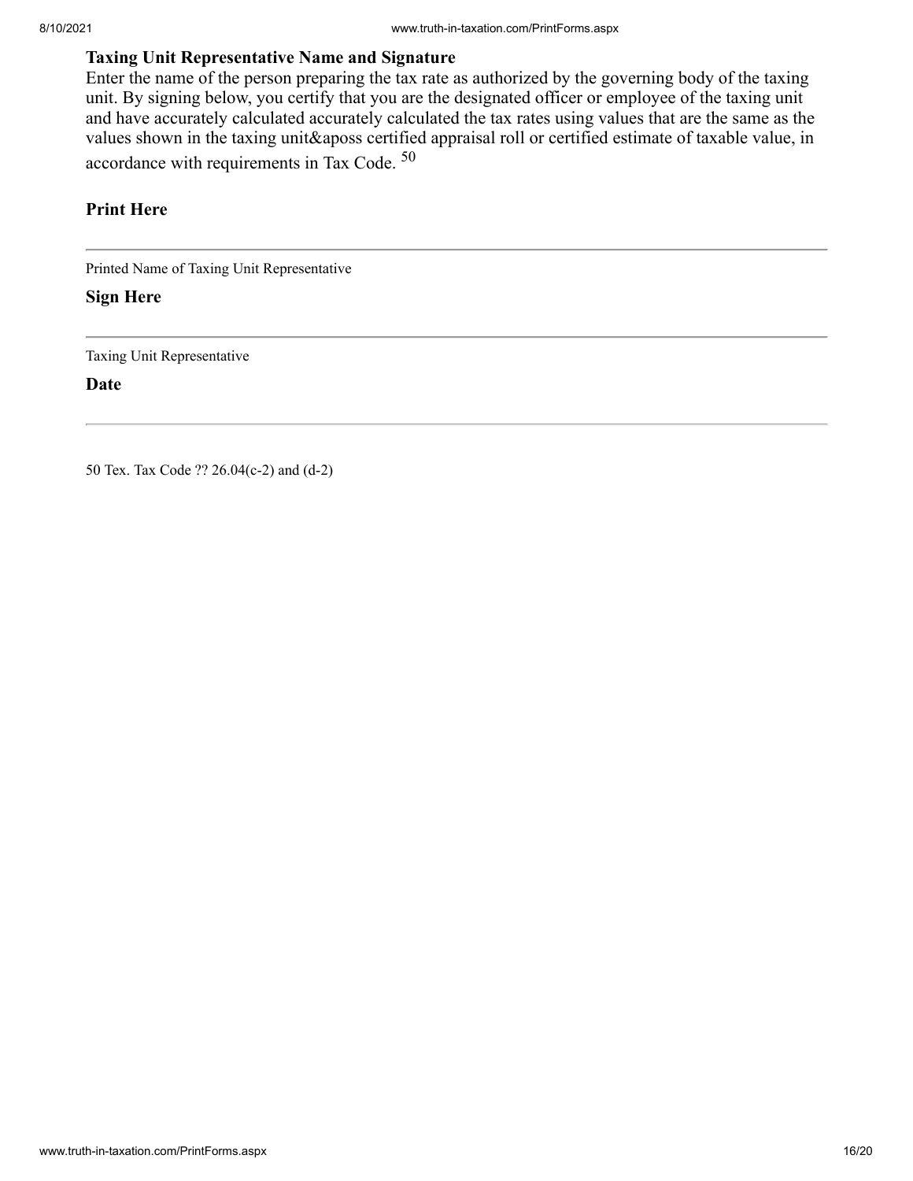**Taxing Unit Representative Name and Signature**

Enter the name of the person preparing the tax rate as authorized by the governing body of the taxing unit. By signing below, you certify that you are the designated officer or employee of the taxing unit and have accurately calculated accurately calculated the tax rates using values that are the same as the values shown in the taxing unit&aposs certified appraisal roll or certified estimate of taxable value, in accordance with requirements in Tax Code. [50]

**Print Here**

---

Printed Name of Taxing Unit Representative

**Sign Here**

---

Taxing Unit Representative

**Date**

---

50 Tex. Tax Code ?? 26.04(c-2) and (d-2)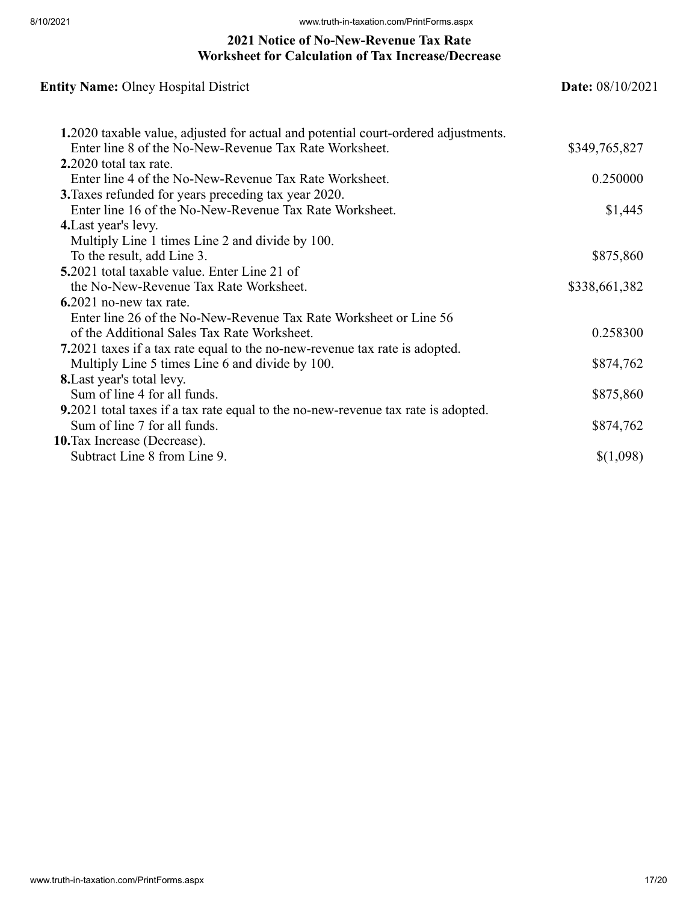## 2021 Notice of No-New-Revenue Tax Rate
## Worksheet for Calculation of Tax Increase/Decrease

**Entity Name:** Olney Hospital District **Date:** 08/10/2021

| Line | Amount |
|---|---|
| **1.** 2020 taxable value, adjusted for actual and potential court-ordered adjustments. Enter line 8 of the No-New-Revenue Tax Rate Worksheet. | \$349,765,827 |
| **2.** 2020 total tax rate. Enter line 4 of the No-New-Revenue Tax Rate Worksheet. | 0.250000 |
| **3.** Taxes refunded for years preceding tax year 2020. Enter line 16 of the No-New-Revenue Tax Rate Worksheet. | \$1,445 |
| **4.** Last year's levy. Multiply Line 1 times Line 2 and divide by 100. To the result, add Line 3. | \$875,860 |
| **5.** 2021 total taxable value. Enter Line 21 of the No-New-Revenue Tax Rate Worksheet. | \$338,661,382 |
| **6.** 2021 no-new tax rate. Enter line 26 of the No-New-Revenue Tax Rate Worksheet or Line 56 of the Additional Sales Tax Rate Worksheet. | 0.258300 |
| **7.** 2021 taxes if a tax rate equal to the no-new-revenue tax rate is adopted. Multiply Line 5 times Line 6 and divide by 100. | \$874,762 |
| **8.** Last year's total levy. Sum of line 4 for all funds. | \$875,860 |
| **9.** 2021 total taxes if a tax rate equal to the no-new-revenue tax rate is adopted. Sum of line 7 for all funds. | \$874,762 |
| **10.** Tax Increase (Decrease). Subtract Line 8 from Line 9. | \$(1,098) |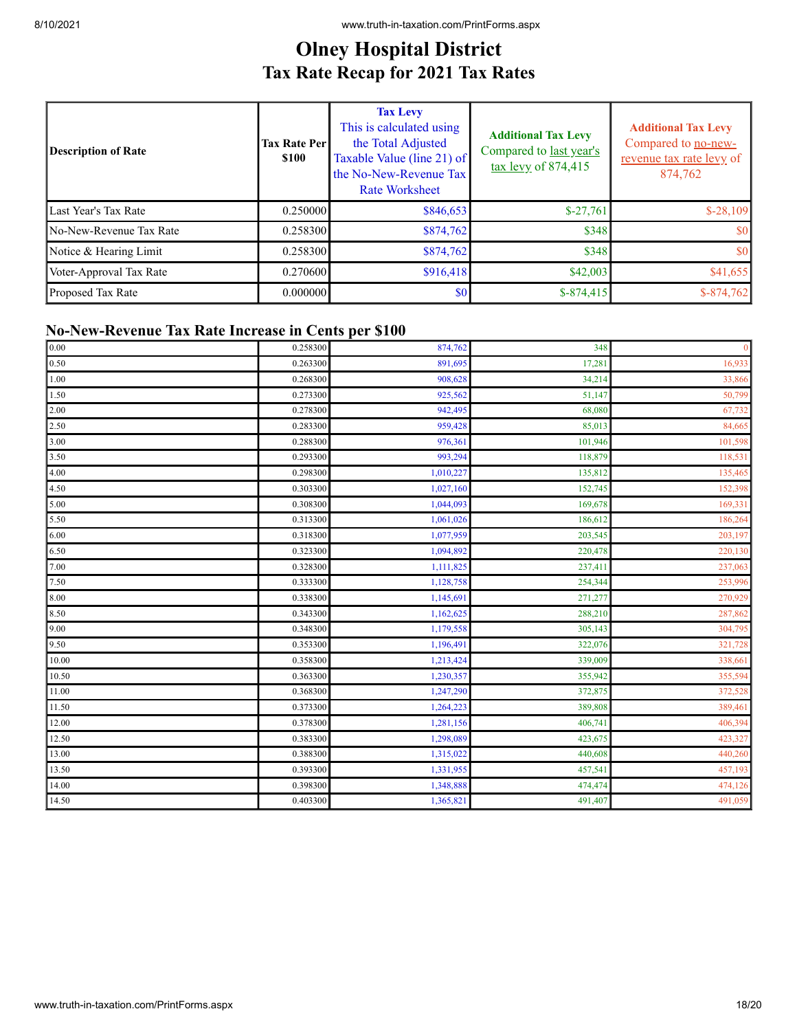# Olney Hospital District

## Tax Rate Recap for 2021 Tax Rates

| Description of Rate | Tax Rate Per $100 | Tax Levy This is calculated using the Total Adjusted Taxable Value (line 21) of the No-New-Revenue Tax Rate Worksheet | Additional Tax Levy Compared to last year's tax levy of 874,415 | Additional Tax Levy Compared to no-new-revenue tax rate levy of 874,762 |
|---|---|---|---|---|
| Last Year's Tax Rate | 0.250000 | $846,653 | $-27,761 | $-28,109 |
| No-New-Revenue Tax Rate | 0.258300 | $874,762 | $348 | $0 |
| Notice & Hearing Limit | 0.258300 | $874,762 | $348 | $0 |
| Voter-Approval Tax Rate | 0.270600 | $916,418 | $42,003 | $41,655 |
| Proposed Tax Rate | 0.000000 | $0 | $-874,415 | $-874,762 |

## No-New-Revenue Tax Rate Increase in Cents per $100

| | | | | |
|---|---|---|---|---|
| 0.00 | 0.258300 | 874,762 | 348 | 0 |
| 0.50 | 0.263300 | 891,695 | 17,281 | 16,933 |
| 1.00 | 0.268300 | 908,628 | 34,214 | 33,866 |
| 1.50 | 0.273300 | 925,562 | 51,147 | 50,799 |
| 2.00 | 0.278300 | 942,495 | 68,080 | 67,732 |
| 2.50 | 0.283300 | 959,428 | 85,013 | 84,665 |
| 3.00 | 0.288300 | 976,361 | 101,946 | 101,598 |
| 3.50 | 0.293300 | 993,294 | 118,879 | 118,531 |
| 4.00 | 0.298300 | 1,010,227 | 135,812 | 135,465 |
| 4.50 | 0.303300 | 1,027,160 | 152,745 | 152,398 |
| 5.00 | 0.308300 | 1,044,093 | 169,678 | 169,331 |
| 5.50 | 0.313300 | 1,061,026 | 186,612 | 186,264 |
| 6.00 | 0.318300 | 1,077,959 | 203,545 | 203,197 |
| 6.50 | 0.323300 | 1,094,892 | 220,478 | 220,130 |
| 7.00 | 0.328300 | 1,111,825 | 237,411 | 237,063 |
| 7.50 | 0.333300 | 1,128,758 | 254,344 | 253,996 |
| 8.00 | 0.338300 | 1,145,691 | 271,277 | 270,929 |
| 8.50 | 0.343300 | 1,162,625 | 288,210 | 287,862 |
| 9.00 | 0.348300 | 1,179,558 | 305,143 | 304,795 |
| 9.50 | 0.353300 | 1,196,491 | 322,076 | 321,728 |
| 10.00 | 0.358300 | 1,213,424 | 339,009 | 338,661 |
| 10.50 | 0.363300 | 1,230,357 | 355,942 | 355,594 |
| 11.00 | 0.368300 | 1,247,290 | 372,875 | 372,528 |
| 11.50 | 0.373300 | 1,264,223 | 389,808 | 389,461 |
| 12.00 | 0.378300 | 1,281,156 | 406,741 | 406,394 |
| 12.50 | 0.383300 | 1,298,089 | 423,675 | 423,327 |
| 13.00 | 0.388300 | 1,315,022 | 440,608 | 440,260 |
| 13.50 | 0.393300 | 1,331,955 | 457,541 | 457,193 |
| 14.00 | 0.398300 | 1,348,888 | 474,474 | 474,126 |
| 14.50 | 0.403300 | 1,365,821 | 491,407 | 491,059 |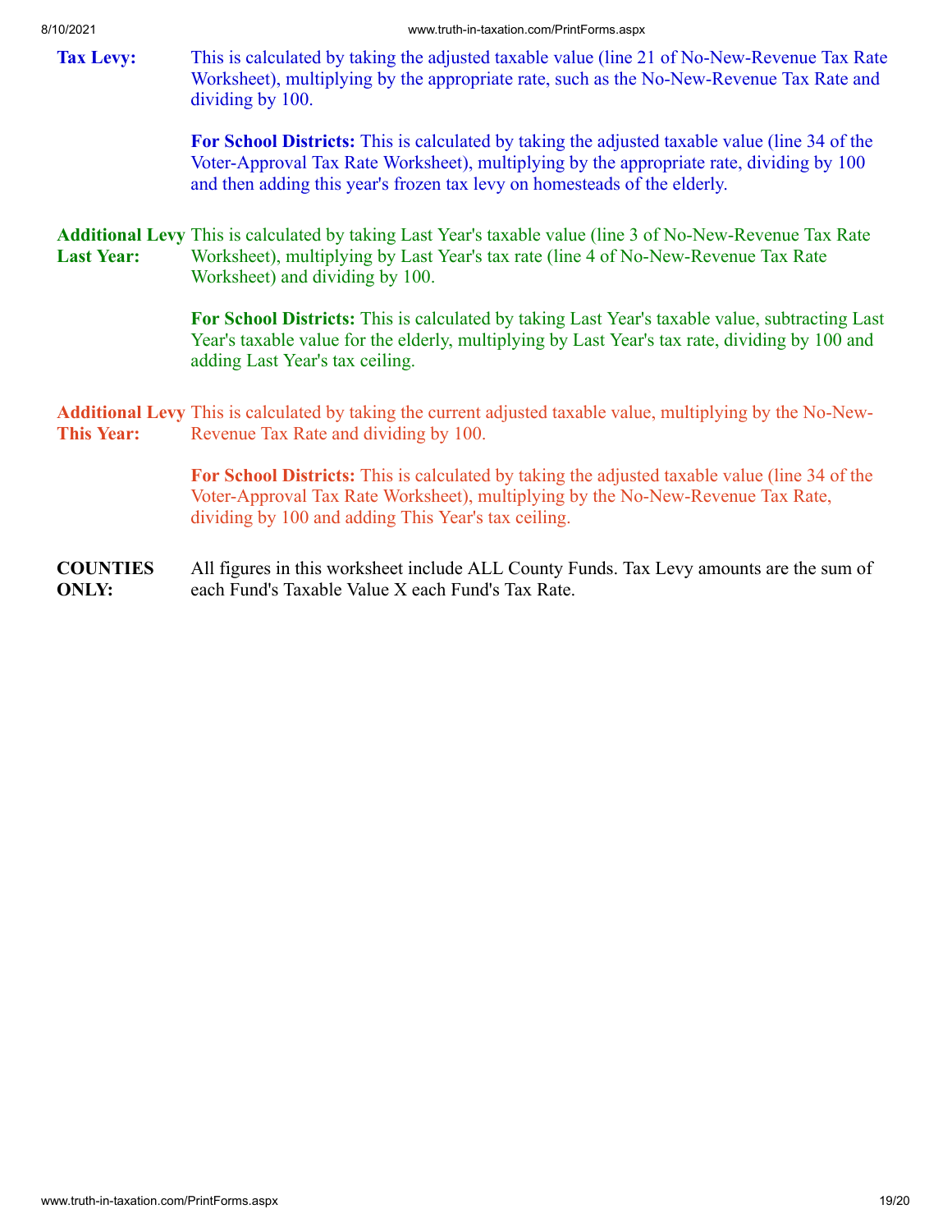**Tax Levy:** This is calculated by taking the adjusted taxable value (line 21 of No-New-Revenue Tax Rate Worksheet), multiplying by the appropriate rate, such as the No-New-Revenue Tax Rate and dividing by 100.

**For School Districts:** This is calculated by taking the adjusted taxable value (line 34 of the Voter-Approval Tax Rate Worksheet), multiplying by the appropriate rate, dividing by 100 and then adding this year's frozen tax levy on homesteads of the elderly.

**Additional Levy Last Year:** This is calculated by taking Last Year's taxable value (line 3 of No-New-Revenue Tax Rate Worksheet), multiplying by Last Year's tax rate (line 4 of No-New-Revenue Tax Rate Worksheet) and dividing by 100.

**For School Districts:** This is calculated by taking Last Year's taxable value, subtracting Last Year's taxable value for the elderly, multiplying by Last Year's tax rate, dividing by 100 and adding Last Year's tax ceiling.

**Additional Levy This Year:** This is calculated by taking the current adjusted taxable value, multiplying by the No-New-Revenue Tax Rate and dividing by 100.

**For School Districts:** This is calculated by taking the adjusted taxable value (line 34 of the Voter-Approval Tax Rate Worksheet), multiplying by the No-New-Revenue Tax Rate, dividing by 100 and adding This Year's tax ceiling.

**COUNTIES ONLY:** All figures in this worksheet include ALL County Funds. Tax Levy amounts are the sum of each Fund's Taxable Value X each Fund's Tax Rate.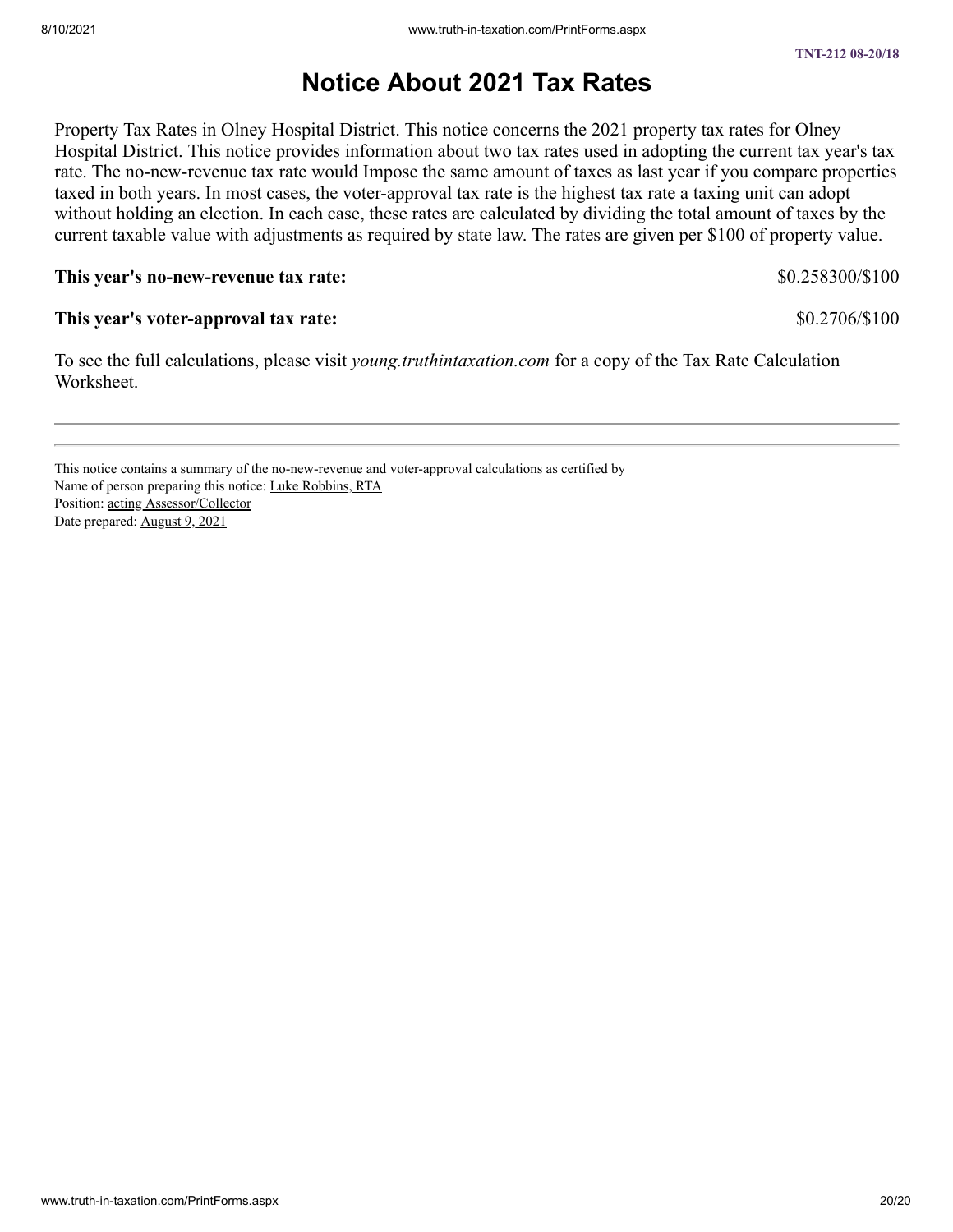TNT-212 08-20/18

# Notice About 2021 Tax Rates

Property Tax Rates in Olney Hospital District. This notice concerns the 2021 property tax rates for Olney Hospital District. This notice provides information about two tax rates used in adopting the current tax year's tax rate. The no-new-revenue tax rate would Impose the same amount of taxes as last year if you compare properties taxed in both years. In most cases, the voter-approval tax rate is the highest tax rate a taxing unit can adopt without holding an election. In each case, these rates are calculated by dividing the total amount of taxes by the current taxable value with adjustments as required by state law. The rates are given per $100 of property value.

| | |
|---|---|
| **This year's no-new-revenue tax rate:** | $0.258300/$100 |
| **This year's voter-approval tax rate:** | $0.2706/$100 |

To see the full calculations, please visit *young.truthintaxation.com* for a copy of the Tax Rate Calculation Worksheet.

---

This notice contains a summary of the no-new-revenue and voter-approval calculations as certified by
Name of person preparing this notice: Luke Robbins, RTA
Position: acting Assessor/Collector
Date prepared: August 9, 2021